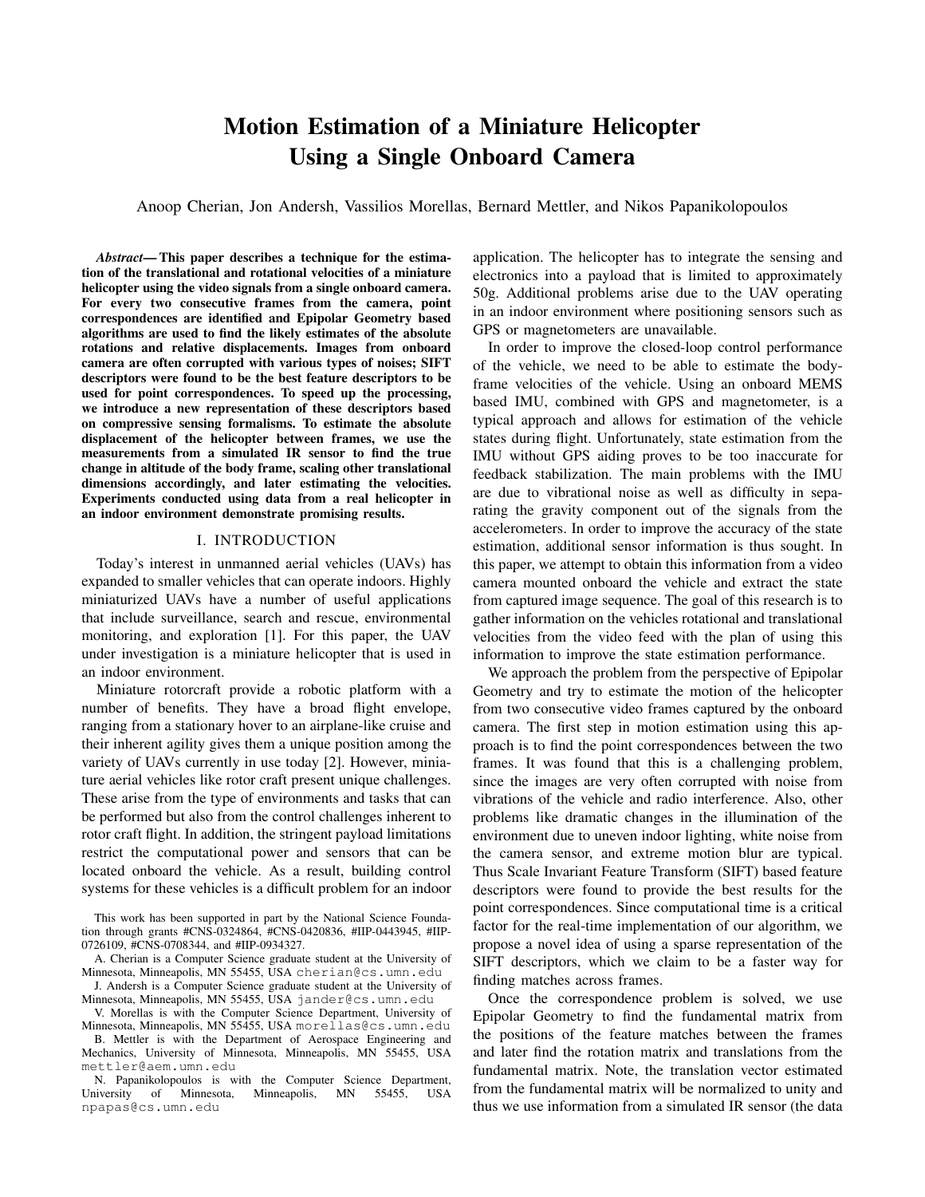# Motion Estimation of a Miniature Helicopter Using a Single Onboard Camera

Anoop Cherian, Jon Andersh, Vassilios Morellas, Bernard Mettler, and Nikos Papanikolopoulos

***Abstract*— This paper describes a technique for the estimation of the translational and rotational velocities of a miniature helicopter using the video signals from a single onboard camera. For every two consecutive frames from the camera, point correspondences are identified and Epipolar Geometry based algorithms are used to find the likely estimates of the absolute rotations and relative displacements. Images from onboard camera are often corrupted with various types of noises; SIFT descriptors were found to be the best feature descriptors to be used for point correspondences. To speed up the processing, we introduce a new representation of these descriptors based on compressive sensing formalisms. To estimate the absolute displacement of the helicopter between frames, we use the measurements from a simulated IR sensor to find the true change in altitude of the body frame, scaling other translational dimensions accordingly, and later estimating the velocities. Experiments conducted using data from a real helicopter in an indoor environment demonstrate promising results.**

## I. INTRODUCTION

Today's interest in unmanned aerial vehicles (UAVs) has expanded to smaller vehicles that can operate indoors. Highly miniaturized UAVs have a number of useful applications that include surveillance, search and rescue, environmental monitoring, and exploration [1]. For this paper, the UAV under investigation is a miniature helicopter that is used in an indoor environment.

Miniature rotorcraft provide a robotic platform with a number of benefits. They have a broad flight envelope, ranging from a stationary hover to an airplane-like cruise and their inherent agility gives them a unique position among the variety of UAVs currently in use today [2]. However, miniature aerial vehicles like rotor craft present unique challenges. These arise from the type of environments and tasks that can be performed but also from the control challenges inherent to rotor craft flight. In addition, the stringent payload limitations restrict the computational power and sensors that can be located onboard the vehicle. As a result, building control systems for these vehicles is a difficult problem for an indoor application. The helicopter has to integrate the sensing and electronics into a payload that is limited to approximately 50g. Additional problems arise due to the UAV operating in an indoor environment where positioning sensors such as GPS or magnetometers are unavailable.

In order to improve the closed-loop control performance of the vehicle, we need to be able to estimate the body-frame velocities of the vehicle. Using an onboard MEMS based IMU, combined with GPS and magnetometer, is a typical approach and allows for estimation of the vehicle states during flight. Unfortunately, state estimation from the IMU without GPS aiding proves to be too inaccurate for feedback stabilization. The main problems with the IMU are due to vibrational noise as well as difficulty in separating the gravity component out of the signals from the accelerometers. In order to improve the accuracy of the state estimation, additional sensor information is thus sought. In this paper, we attempt to obtain this information from a video camera mounted onboard the vehicle and extract the state from captured image sequence. The goal of this research is to gather information on the vehicles rotational and translational velocities from the video feed with the plan of using this information to improve the state estimation performance.

We approach the problem from the perspective of Epipolar Geometry and try to estimate the motion of the helicopter from two consecutive video frames captured by the onboard camera. The first step in motion estimation using this approach is to find the point correspondences between the two frames. It was found that this is a challenging problem, since the images are very often corrupted with noise from vibrations of the vehicle and radio interference. Also, other problems like dramatic changes in the illumination of the environment due to uneven indoor lighting, white noise from the camera sensor, and extreme motion blur are typical. Thus Scale Invariant Feature Transform (SIFT) based feature descriptors were found to provide the best results for the point correspondences. Since computational time is a critical factor for the real-time implementation of our algorithm, we propose a novel idea of using a sparse representation of the SIFT descriptors, which we claim to be a faster way for finding matches across frames.

Once the correspondence problem is solved, we use Epipolar Geometry to find the fundamental matrix from the positions of the feature matches between the frames and later find the rotation matrix and translations from the fundamental matrix. Note, the translation vector estimated from the fundamental matrix will be normalized to unity and thus we use information from a simulated IR sensor (the data

This work has been supported in part by the National Science Foundation through grants #CNS-0324864, #CNS-0420836, #IIP-0443945, #IIP-0726109, #CNS-0708344, and #IIP-0934327.

A. Cherian is a Computer Science graduate student at the University of Minnesota, Minneapolis, MN 55455, USA cherian@cs.umn.edu

J. Andersh is a Computer Science graduate student at the University of Minnesota, Minneapolis, MN 55455, USA jander@cs.umn.edu

V. Morellas is with the Computer Science Department, University of Minnesota, Minneapolis, MN 55455, USA morellas@cs.umn.edu

B. Mettler is with the Department of Aerospace Engineering and Mechanics, University of Minnesota, Minneapolis, MN 55455, USA mettler@aem.umn.edu

N. Papanikolopoulos is with the Computer Science Department, University of Minnesota, Minneapolis, MN 55455, USA npapas@cs.umn.edu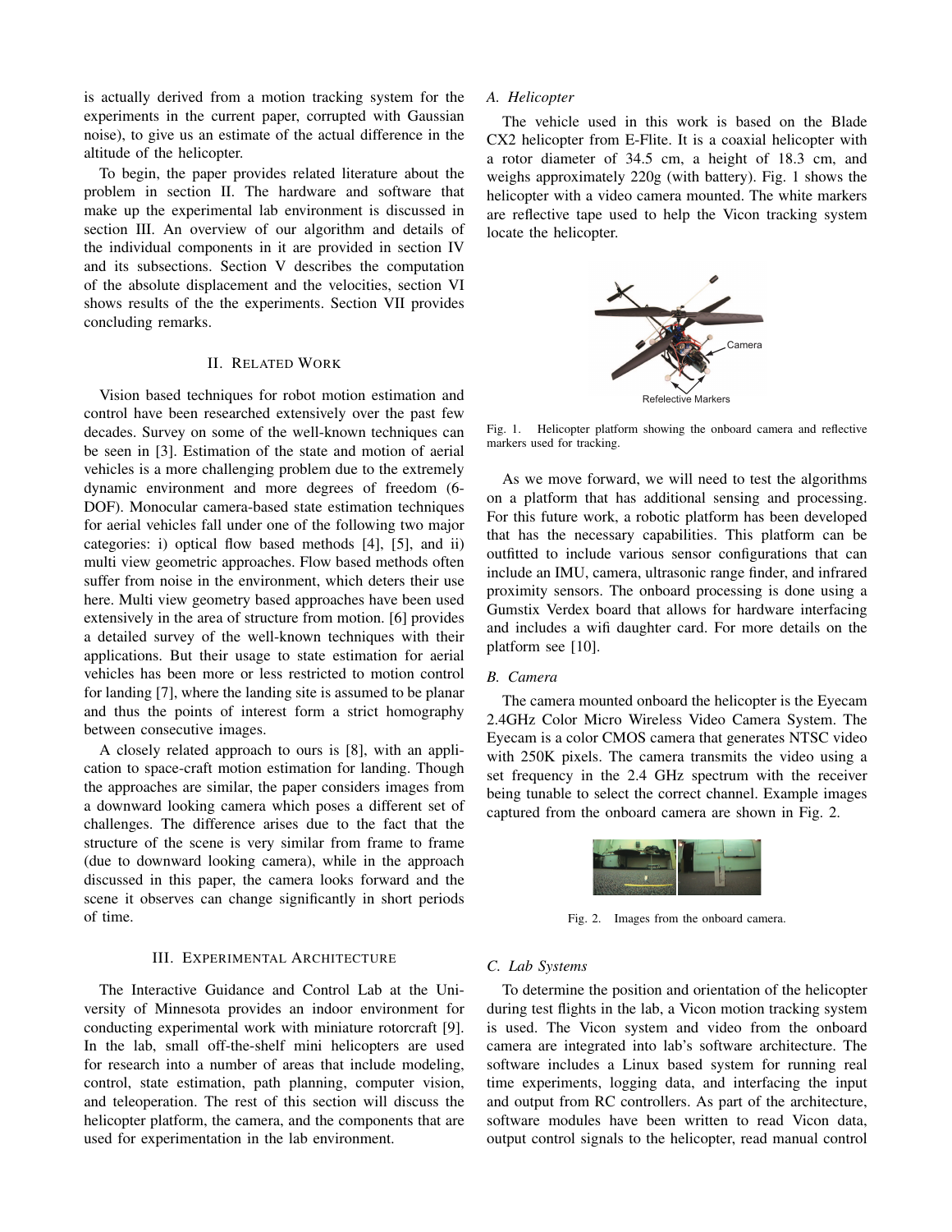is actually derived from a motion tracking system for the experiments in the current paper, corrupted with Gaussian noise), to give us an estimate of the actual difference in the altitude of the helicopter.

To begin, the paper provides related literature about the problem in section II. The hardware and software that make up the experimental lab environment is discussed in section III. An overview of our algorithm and details of the individual components in it are provided in section IV and its subsections. Section V describes the computation of the absolute displacement and the velocities, section VI shows results of the the experiments. Section VII provides concluding remarks.

## II. Related Work

Vision based techniques for robot motion estimation and control have been researched extensively over the past few decades. Survey on some of the well-known techniques can be seen in [3]. Estimation of the state and motion of aerial vehicles is a more challenging problem due to the extremely dynamic environment and more degrees of freedom (6-DOF). Monocular camera-based state estimation techniques for aerial vehicles fall under one of the following two major categories: i) optical flow based methods [4], [5], and ii) multi view geometric approaches. Flow based methods often suffer from noise in the environment, which deters their use here. Multi view geometry based approaches have been used extensively in the area of structure from motion. [6] provides a detailed survey of the well-known techniques with their applications. But their usage to state estimation for aerial vehicles has been more or less restricted to motion control for landing [7], where the landing site is assumed to be planar and thus the points of interest form a strict homography between consecutive images.

A closely related approach to ours is [8], with an application to space-craft motion estimation for landing. Though the approaches are similar, the paper considers images from a downward looking camera which poses a different set of challenges. The difference arises due to the fact that the structure of the scene is very similar from frame to frame (due to downward looking camera), while in the approach discussed in this paper, the camera looks forward and the scene it observes can change significantly in short periods of time.

## III. Experimental Architecture

The Interactive Guidance and Control Lab at the University of Minnesota provides an indoor environment for conducting experimental work with miniature rotorcraft [9]. In the lab, small off-the-shelf mini helicopters are used for research into a number of areas that include modeling, control, state estimation, path planning, computer vision, and teleoperation. The rest of this section will discuss the helicopter platform, the camera, and the components that are used for experimentation in the lab environment.

### *A. Helicopter*

The vehicle used in this work is based on the Blade CX2 helicopter from E-Flite. It is a coaxial helicopter with a rotor diameter of 34.5 cm, a height of 18.3 cm, and weighs approximately 220g (with battery). Fig. 1 shows the helicopter with a video camera mounted. The white markers are reflective tape used to help the Vicon tracking system locate the helicopter.

Fig. 1. Helicopter platform showing the onboard camera and reflective markers used for tracking.

As we move forward, we will need to test the algorithms on a platform that has additional sensing and processing. For this future work, a robotic platform has been developed that has the necessary capabilities. This platform can be outfitted to include various sensor configurations that can include an IMU, camera, ultrasonic range finder, and infrared proximity sensors. The onboard processing is done using a Gumstix Verdex board that allows for hardware interfacing and includes a wifi daughter card. For more details on the platform see [10].

### *B. Camera*

The camera mounted onboard the helicopter is the Eyecam 2.4GHz Color Micro Wireless Video Camera System. The Eyecam is a color CMOS camera that generates NTSC video with 250K pixels. The camera transmits the video using a set frequency in the 2.4 GHz spectrum with the receiver being tunable to select the correct channel. Example images captured from the onboard camera are shown in Fig. 2.

Fig. 2. Images from the onboard camera.

### *C. Lab Systems*

To determine the position and orientation of the helicopter during test flights in the lab, a Vicon motion tracking system is used. The Vicon system and video from the onboard camera are integrated into lab's software architecture. The software includes a Linux based system for running real time experiments, logging data, and interfacing the input and output from RC controllers. As part of the architecture, software modules have been written to read Vicon data, output control signals to the helicopter, read manual control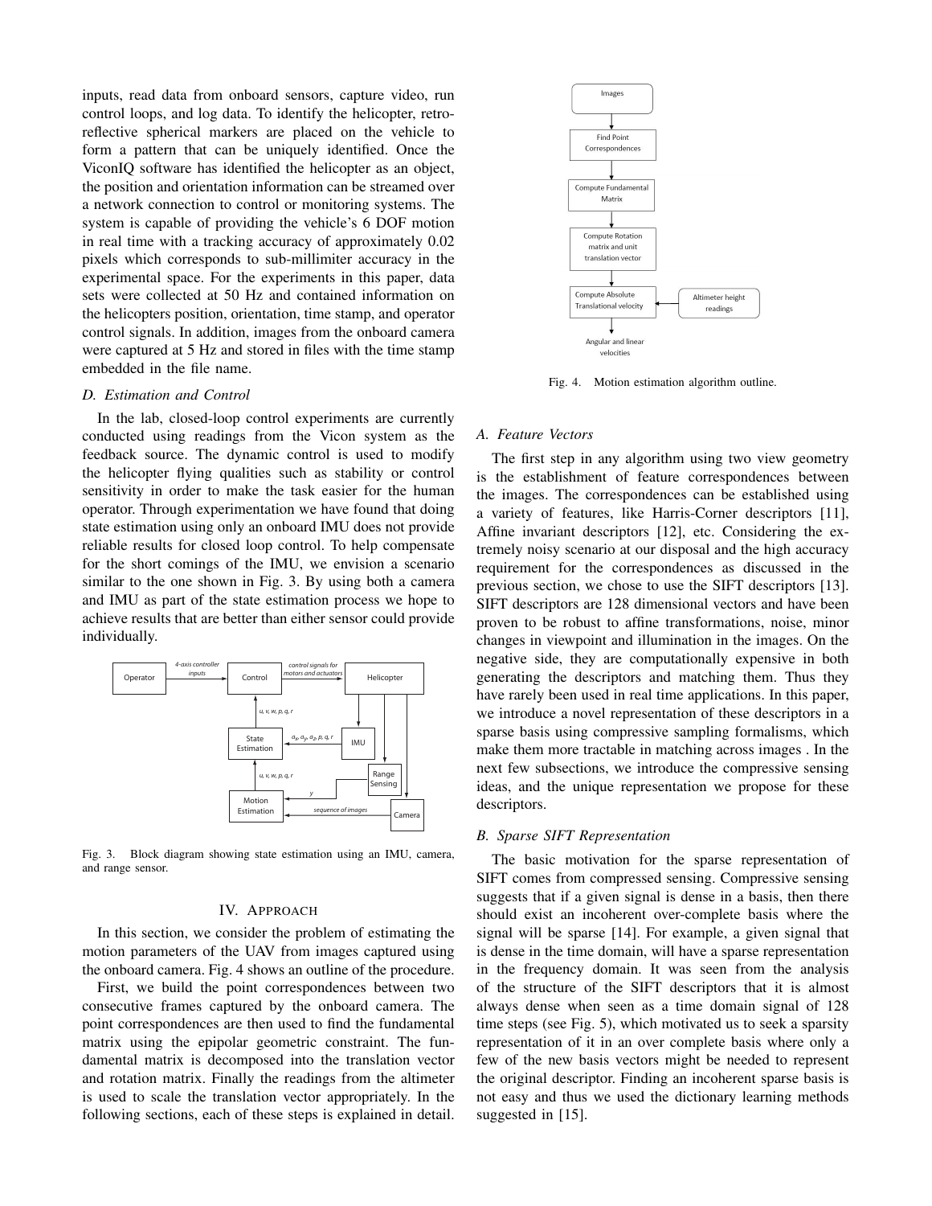inputs, read data from onboard sensors, capture video, run control loops, and log data. To identify the helicopter, retro-reflective spherical markers are placed on the vehicle to form a pattern that can be uniquely identified. Once the ViconIQ software has identified the helicopter as an object, the position and orientation information can be streamed over a network connection to control or monitoring systems. The system is capable of providing the vehicle's 6 DOF motion in real time with a tracking accuracy of approximately 0.02 pixels which corresponds to sub-millimiter accuracy in the experimental space. For the experiments in this paper, data sets were collected at 50 Hz and contained information on the helicopters position, orientation, time stamp, and operator control signals. In addition, images from the onboard camera were captured at 5 Hz and stored in files with the time stamp embedded in the file name.

### D. Estimation and Control

In the lab, closed-loop control experiments are currently conducted using readings from the Vicon system as the feedback source. The dynamic control is used to modify the helicopter flying qualities such as stability or control sensitivity in order to make the task easier for the human operator. Through experimentation we have found that doing state estimation using only an onboard IMU does not provide reliable results for closed loop control. To help compensate for the short comings of the IMU, we envision a scenario similar to the one shown in Fig. 3. By using both a camera and IMU as part of the state estimation process we hope to achieve results that are better than either sensor could provide individually.

Fig. 3. Block diagram showing state estimation using an IMU, camera, and range sensor.

## IV. Approach

In this section, we consider the problem of estimating the motion parameters of the UAV from images captured using the onboard camera. Fig. 4 shows an outline of the procedure.

First, we build the point correspondences between two consecutive frames captured by the onboard camera. The point correspondences are then used to find the fundamental matrix using the epipolar geometric constraint. The fundamental matrix is decomposed into the translation vector and rotation matrix. Finally the readings from the altimeter is used to scale the translation vector appropriately. In the following sections, each of these steps is explained in detail.

Fig. 4. Motion estimation algorithm outline.

### A. Feature Vectors

The first step in any algorithm using two view geometry is the establishment of feature correspondences between the images. The correspondences can be established using a variety of features, like Harris-Corner descriptors [11], Affine invariant descriptors [12], etc. Considering the extremely noisy scenario at our disposal and the high accuracy requirement for the correspondences as discussed in the previous section, we chose to use the SIFT descriptors [13]. SIFT descriptors are 128 dimensional vectors and have been proven to be robust to affine transformations, noise, minor changes in viewpoint and illumination in the images. On the negative side, they are computationally expensive in both generating the descriptors and matching them. Thus they have rarely been used in real time applications. In this paper, we introduce a novel representation of these descriptors in a sparse basis using compressive sampling formalisms, which make them more tractable in matching across images . In the next few subsections, we introduce the compressive sensing ideas, and the unique representation we propose for these descriptors.

### B. Sparse SIFT Representation

The basic motivation for the sparse representation of SIFT comes from compressed sensing. Compressive sensing suggests that if a given signal is dense in a basis, then there should exist an incoherent over-complete basis where the signal will be sparse [14]. For example, a given signal that is dense in the time domain, will have a sparse representation in the frequency domain. It was seen from the analysis of the structure of the SIFT descriptors that it is almost always dense when seen as a time domain signal of 128 time steps (see Fig. 5), which motivated us to seek a sparsity representation of it in an over complete basis where only a few of the new basis vectors might be needed to represent the original descriptor. Finding an incoherent sparse basis is not easy and thus we used the dictionary learning methods suggested in [15].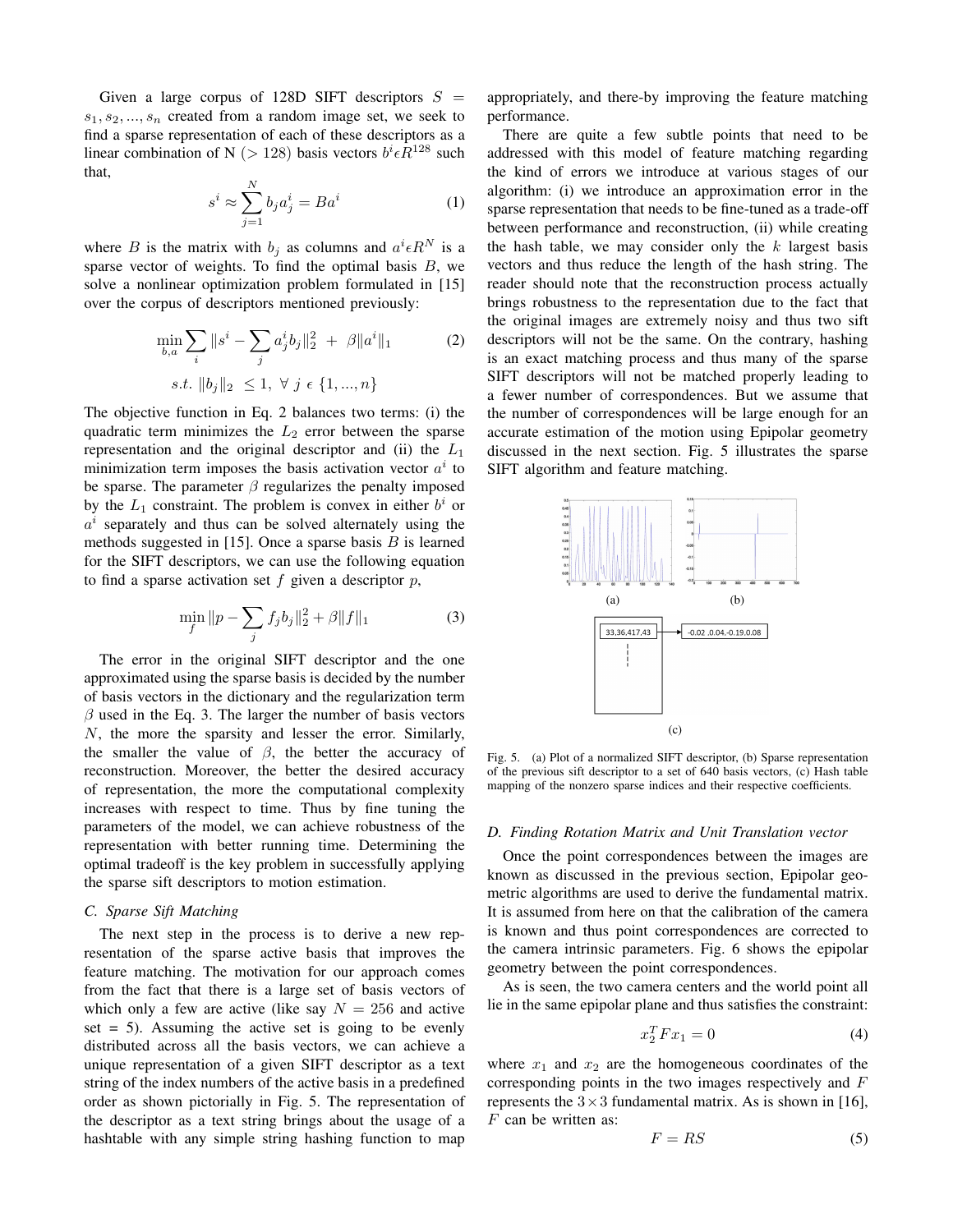Given a large corpus of 128D SIFT descriptors $S = s_1, s_2, ..., s_n$ created from a random image set, we seek to find a sparse representation of each of these descriptors as a linear combination of N ($> 128$) basis vectors $b^i \epsilon R^{128}$ such that,

$$s^i \approx \sum_{j=1}^{N} b_j a_j^i = B a^i \tag{1}$$

where $B$ is the matrix with $b_j$ as columns and $a^i \epsilon R^N$ is a sparse vector of weights. To find the optimal basis $B$, we solve a nonlinear optimization problem formulated in [15] over the corpus of descriptors mentioned previously:

$$\min_{b,a} \sum_i \|s^i - \sum_j a_j^i b_j\|_2^2 \; + \; \beta \|a^i\|_1 \tag{2}$$

$$s.t. \; \|b_j\|_2 \; \leq 1, \; \forall \; j \; \epsilon \; \{1, ..., n\}$$

The objective function in Eq. 2 balances two terms: (i) the quadratic term minimizes the $L_2$ error between the sparse representation and the original descriptor and (ii) the $L_1$ minimization term imposes the basis activation vector $a^i$ to be sparse. The parameter $\beta$ regularizes the penalty imposed by the $L_1$ constraint. The problem is convex in either $b^i$ or $a^i$ separately and thus can be solved alternately using the methods suggested in [15]. Once a sparse basis $B$ is learned for the SIFT descriptors, we can use the following equation to find a sparse activation set $f$ given a descriptor $p$,

$$\min_f \|p - \sum_j f_j b_j\|_2^2 + \beta \|f\|_1 \tag{3}$$

The error in the original SIFT descriptor and the one approximated using the sparse basis is decided by the number of basis vectors in the dictionary and the regularization term $\beta$ used in the Eq. 3. The larger the number of basis vectors $N$, the more the sparsity and lesser the error. Similarly, the smaller the value of $\beta$, the better the accuracy of reconstruction. Moreover, the better the desired accuracy of representation, the more the computational complexity increases with respect to time. Thus by fine tuning the parameters of the model, we can achieve robustness of the representation with better running time. Determining the optimal tradeoff is the key problem in successfully applying the sparse sift descriptors to motion estimation.

### C. Sparse Sift Matching

The next step in the process is to derive a new representation of the sparse active basis that improves the feature matching. The motivation for our approach comes from the fact that there is a large set of basis vectors of which only a few are active (like say $N = 256$ and active set = 5). Assuming the active set is going to be evenly distributed across all the basis vectors, we can achieve a unique representation of a given SIFT descriptor as a text string of the index numbers of the active basis in a predefined order as shown pictorially in Fig. 5. The representation of the descriptor as a text string brings about the usage of a hashtable with any simple string hashing function to map appropriately, and there-by improving the feature matching performance.

There are quite a few subtle points that need to be addressed with this model of feature matching regarding the kind of errors we introduce at various stages of our algorithm: (i) we introduce an approximation error in the sparse representation that needs to be fine-tuned as a trade-off between performance and reconstruction, (ii) while creating the hash table, we may consider only the $k$ largest basis vectors and thus reduce the length of the hash string. The reader should note that the reconstruction process actually brings robustness to the representation due to the fact that the original images are extremely noisy and thus two sift descriptors will not be the same. On the contrary, hashing is an exact matching process and thus many of the sparse SIFT descriptors will not be matched properly leading to a fewer number of correspondences. But we assume that the number of correspondences will be large enough for an accurate estimation of the motion using Epipolar geometry discussed in the next section. Fig. 5 illustrates the sparse SIFT algorithm and feature matching.

(a)

(b)

33,36,417,43

-0.02 ,0.04,-0.19,0.08

(c)

Fig. 5. (a) Plot of a normalized SIFT descriptor, (b) Sparse representation of the previous sift descriptor to a set of 640 basis vectors, (c) Hash table mapping of the nonzero sparse indices and their respective coefficients.

### D. Finding Rotation Matrix and Unit Translation vector

Once the point correspondences between the images are known as discussed in the previous section, Epipolar geometric algorithms are used to derive the fundamental matrix. It is assumed from here on that the calibration of the camera is known and thus point correspondences are corrected to the camera intrinsic parameters. Fig. 6 shows the epipolar geometry between the point correspondences.

As is seen, the two camera centers and the world point all lie in the same epipolar plane and thus satisfies the constraint:

$$x_2^T F x_1 = 0 \tag{4}$$

where $x_1$ and $x_2$ are the homogeneous coordinates of the corresponding points in the two images respectively and $F$ represents the $3 \times 3$ fundamental matrix. As is shown in [16], $F$ can be written as:

$$F = RS \tag{5}$$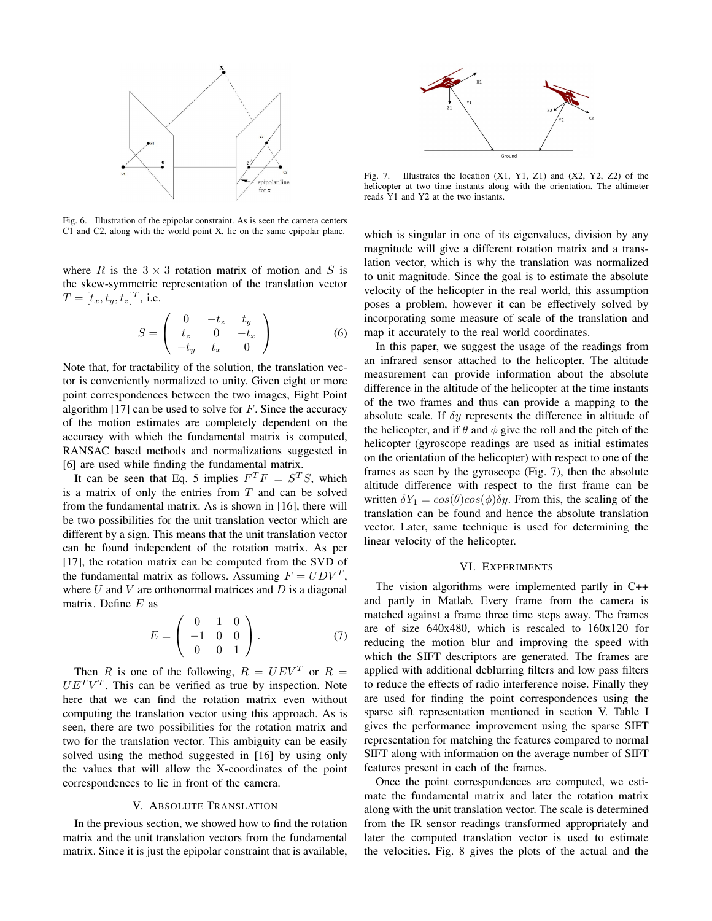Fig. 6. Illustration of the epipolar constraint. As is seen the camera centers C1 and C2, along with the world point X, lie on the same epipolar plane.

where $R$ is the $3 \times 3$ rotation matrix of motion and $S$ is the skew-symmetric representation of the translation vector $T = [t_x, t_y, t_z]^T$, i.e.

$$S = \begin{pmatrix} 0 & -t_z & t_y \\ t_z & 0 & -t_x \\ -t_y & t_x & 0 \end{pmatrix} \quad (6)$$

Note that, for tractability of the solution, the translation vector is conveniently normalized to unity. Given eight or more point correspondences between the two images, Eight Point algorithm [17] can be used to solve for $F$. Since the accuracy of the motion estimates are completely dependent on the accuracy with which the fundamental matrix is computed, RANSAC based methods and normalizations suggested in [6] are used while finding the fundamental matrix.

It can be seen that Eq. 5 implies $F^T F = S^T S$, which is a matrix of only the entries from $T$ and can be solved from the fundamental matrix. As is shown in [16], there will be two possibilities for the unit translation vector which are different by a sign. This means that the unit translation vector can be found independent of the rotation matrix. As per [17], the rotation matrix can be computed from the SVD of the fundamental matrix as follows. Assuming $F = UDV^T$, where $U$ and $V$ are orthonormal matrices and $D$ is a diagonal matrix. Define $E$ as

$$E = \begin{pmatrix} 0 & 1 & 0 \\ -1 & 0 & 0 \\ 0 & 0 & 1 \end{pmatrix}. \quad (7)$$

Then $R$ is one of the following, $R = UEV^T$ or $R = UE^TV^T$. This can be verified as true by inspection. Note here that we can find the rotation matrix even without computing the translation vector using this approach. As is seen, there are two possibilities for the rotation matrix and two for the translation vector. This ambiguity can be easily solved using the method suggested in [16] by using only the values that will allow the X-coordinates of the point correspondences to lie in front of the camera.

## V. Absolute Translation

In the previous section, we showed how to find the rotation matrix and the unit translation vectors from the fundamental matrix. Since it is just the epipolar constraint that is available, which is singular in one of its eigenvalues, division by any magnitude will give a different rotation matrix and a translation vector, which is why the translation was normalized to unit magnitude. Since the goal is to estimate the absolute velocity of the helicopter in the real world, this assumption poses a problem, however it can be effectively solved by incorporating some measure of scale of the translation and map it accurately to the real world coordinates.

In this paper, we suggest the usage of the readings from an infrared sensor attached to the helicopter. The altitude measurement can provide information about the absolute difference in the altitude of the helicopter at the time instants of the two frames and thus can provide a mapping to the absolute scale. If $\delta y$ represents the difference in altitude of the helicopter, and if $\theta$ and $\phi$ give the roll and the pitch of the helicopter (gyroscope readings are used as initial estimates on the orientation of the helicopter) with respect to one of the frames as seen by the gyroscope (Fig. 7), then the absolute altitude difference with respect to the first frame can be written $\delta Y_1 = cos(\theta)cos(\phi)\delta y$. From this, the scaling of the translation can be found and hence the absolute translation vector. Later, same technique is used for determining the linear velocity of the helicopter.

Fig. 7. Illustrates the location (X1, Y1, Z1) and (X2, Y2, Z2) of the helicopter at two time instants along with the orientation. The altimeter reads Y1 and Y2 at the two instants.

## VI. Experiments

The vision algorithms were implemented partly in C++ and partly in Matlab. Every frame from the camera is matched against a frame three time steps away. The frames are of size 640x480, which is rescaled to 160x120 for reducing the motion blur and improving the speed with which the SIFT descriptors are generated. The frames are applied with additional deblurring filters and low pass filters to reduce the effects of radio interference noise. Finally they are used for finding the point correspondences using the sparse sift representation mentioned in section V. Table I gives the performance improvement using the sparse SIFT representation for matching the features compared to normal SIFT along with information on the average number of SIFT features present in each of the frames.

Once the point correspondences are computed, we estimate the fundamental matrix and later the rotation matrix along with the unit translation vector. The scale is determined from the IR sensor readings transformed appropriately and later the computed translation vector is used to estimate the velocities. Fig. 8 gives the plots of the actual and the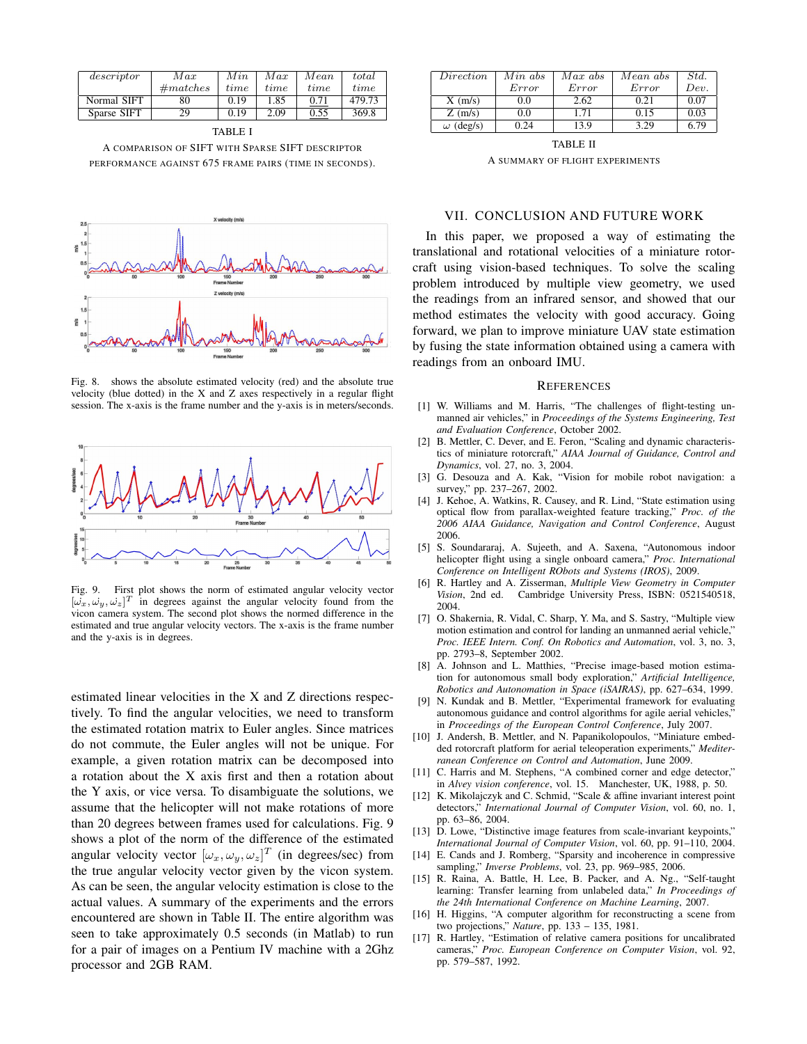| *descriptor* | *Max* #*matches* | *Min* *time* | *Max* *time* | *Mean* *time* | *total* *time* |
|---|---|---|---|---|---|
| Normal SIFT | 80 | 0.19 | 1.85 | 0.71 | 479.73 |
| Sparse SIFT | 29 | 0.19 | 2.09 | 0.55 | 369.8 |

TABLE I

A COMPARISON OF SIFT WITH SPARSE SIFT DESCRIPTOR PERFORMANCE AGAINST 675 FRAME PAIRS (TIME IN SECONDS).

X velocity (m/s)

m/s

Frame Number

Z velocity (m/s)

m/s

Frame Number

Fig. 8. shows the absolute estimated velocity (red) and the absolute true velocity (blue dotted) in the X and Z axes respectively in a regular flight session. The x-axis is the frame number and the y-axis is in meters/seconds.

degrees/sec

Frame Number

degrees/sec

Frame Number

Fig. 9. First plot shows the norm of estimated angular velocity vector $[\omega_x, \omega_y, \omega_z]^T$ in degrees against the angular velocity found from the vicon camera system. The second plot shows the normed difference in the estimated and true angular velocity vectors. The x-axis is the frame number and the y-axis is in degrees.

estimated linear velocities in the X and Z directions respectively. To find the angular velocities, we need to transform the estimated rotation matrix to Euler angles. Since matrices do not commute, the Euler angles will not be unique. For example, a given rotation matrix can be decomposed into a rotation about the X axis first and then a rotation about the Y axis, or vice versa. To disambiguate the solutions, we assume that the helicopter will not make rotations of more than 20 degrees between frames used for calculations. Fig. 9 shows a plot of the norm of the difference of the estimated angular velocity vector $[\omega_x, \omega_y, \omega_z]^T$ (in degrees/sec) from the true angular velocity vector given by the vicon system. As can be seen, the angular velocity estimation is close to the actual values. A summary of the experiments and the errors encountered are shown in Table II. The entire algorithm was seen to take approximately 0.5 seconds (in Matlab) to run for a pair of images on a Pentium IV machine with a 2Ghz processor and 2GB RAM.

| *Direction* | *Min abs* *Error* | *Max abs* *Error* | *Mean abs* *Error* | *Std.* *Dev.* |
|---|---|---|---|---|
| X (m/s) | 0.0 | 2.62 | 0.21 | 0.07 |
| Z (m/s) | 0.0 | 1.71 | 0.15 | 0.03 |
| $\omega$ (deg/s) | 0.24 | 13.9 | 3.29 | 6.79 |

TABLE II

A SUMMARY OF FLIGHT EXPERIMENTS

## VII. CONCLUSION AND FUTURE WORK

In this paper, we proposed a way of estimating the translational and rotational velocities of a miniature rotorcraft using vision-based techniques. To solve the scaling problem introduced by multiple view geometry, we used the readings from an infrared sensor, and showed that our method estimates the velocity with good accuracy. Going forward, we plan to improve miniature UAV state estimation by fusing the state information obtained using a camera with readings from an onboard IMU.

## REFERENCES

[1] W. Williams and M. Harris, "The challenges of flight-testing unmanned air vehicles," in *Proceedings of the Systems Engineering, Test and Evaluation Conference*, October 2002.

[2] B. Mettler, C. Dever, and E. Feron, "Scaling and dynamic characteristics of miniature rotorcraft," *AIAA Journal of Guidance, Control and Dynamics*, vol. 27, no. 3, 2004.

[3] G. Desouza and A. Kak, "Vision for mobile robot navigation: a survey," pp. 237–267, 2002.

[4] J. Kehoe, A. Watkins, R. Causey, and R. Lind, "State estimation using optical flow from parallax-weighted feature tracking," *Proc. of the 2006 AIAA Guidance, Navigation and Control Conference*, August 2006.

[5] S. Soundararaj, A. Sujeeth, and A. Saxena, "Autonomous indoor helicopter flight using a single onboard camera," *Proc. International Conference on Intelligent RObots and Systems (IROS)*, 2009.

[6] R. Hartley and A. Zisserman, *Multiple View Geometry in Computer Vision*, 2nd ed. Cambridge University Press, ISBN: 0521540518, 2004.

[7] O. Shakernia, R. Vidal, C. Sharp, Y. Ma, and S. Sastry, "Multiple view motion estimation and control for landing an unmanned aerial vehicle," *Proc. IEEE Intern. Conf. On Robotics and Automation*, vol. 3, no. 3, pp. 2793–8, September 2002.

[8] A. Johnson and L. Matthies, "Precise image-based motion estimation for autonomous small body exploration," *Artificial Intelligence, Robotics and Automation in Space (iSAIRAS)*, pp. 627–634, 1999.

[9] N. Kundak and B. Mettler, "Experimental framework for evaluating autonomous guidance and control algorithms for agile aerial vehicles," in *Proceedings of the European Control Conference*, July 2007.

[10] J. Andersh, B. Mettler, and N. Papanikolopoulos, "Miniature embedded rotorcraft platform for aerial teleoperation experiments," *Mediterranean Conference on Control and Automation*, June 2009.

[11] C. Harris and M. Stephens, "A combined corner and edge detector," in *Alvey vision conference*, vol. 15. Manchester, UK, 1988, p. 50.

[12] K. Mikolajczyk and C. Schmid, "Scale & affine invariant interest point detectors," *International Journal of Computer Vision*, vol. 60, no. 1, pp. 63–86, 2004.

[13] D. Lowe, "Distinctive image features from scale-invariant keypoints," *International Journal of Computer Vision*, vol. 60, pp. 91–110, 2004.

[14] E. Cands and J. Romberg, "Sparsity and incoherence in compressive sampling," *Inverse Problems*, vol. 23, pp. 969–985, 2006.

[15] R. Raina, A. Battle, H. Lee, B. Packer, and A. Ng., "Self-taught learning: Transfer learning from unlabeled data," *In Proceedings of the 24th International Conference on Machine Learning*, 2007.

[16] H. Higgins, "A computer algorithm for reconstructing a scene from two projections," *Nature*, pp. 133 – 135, 1981.

[17] R. Hartley, "Estimation of relative camera positions for uncalibrated cameras," *Proc. European Conference on Computer Vision*, vol. 92, pp. 579–587, 1992.